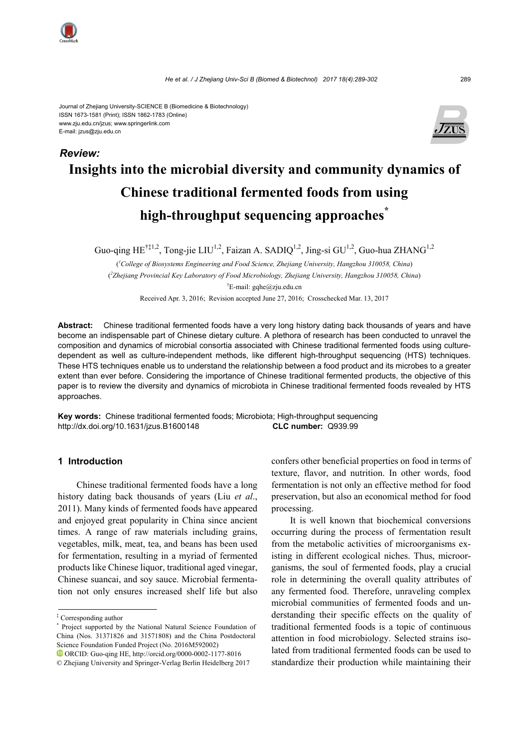Journal of Zhejiang University-SCIENCE B (Biomedicine & Biotechnology)
ISSN 1673-1581 (Print); ISSN 1862-1783 (Online)
www.zju.edu.cn/jzus; www.springerlink.com
E-mail: jzus@zju.edu.cn

***Review:***

# Insights into the microbial diversity and community dynamics of Chinese traditional fermented foods from using high-throughput sequencing approaches*

Guo-qing HE[†‡1,2], Tong-jie LIU[1,2], Faizan A. SADIQ[1,2], Jing-si GU[1,2], Guo-hua ZHANG[1,2]

([1]*College of Biosystems Engineering and Food Science, Zhejiang University, Hangzhou 310058, China*)

([2]*Zhejiang Provincial Key Laboratory of Food Microbiology, Zhejiang University, Hangzhou 310058, China*)

[†]E-mail: gqhe@zju.edu.cn

Received Apr. 3, 2016; Revision accepted June 27, 2016; Crosschecked Mar. 13, 2017

**Abstract:** Chinese traditional fermented foods have a very long history dating back thousands of years and have become an indispensable part of Chinese dietary culture. A plethora of research has been conducted to unravel the composition and dynamics of microbial consortia associated with Chinese traditional fermented foods using culture-dependent as well as culture-independent methods, like different high-throughput sequencing (HTS) techniques. These HTS techniques enable us to understand the relationship between a food product and its microbes to a greater extent than ever before. Considering the importance of Chinese traditional fermented products, the objective of this paper is to review the diversity and dynamics of microbiota in Chinese traditional fermented foods revealed by HTS approaches.

**Key words:** Chinese traditional fermented foods; Microbiota; High-throughput sequencing
http://dx.doi.org/10.1631/jzus.B1600148 **CLC number:** Q939.99

## 1 Introduction

Chinese traditional fermented foods have a long history dating back thousands of years (Liu *et al*., 2011). Many kinds of fermented foods have appeared and enjoyed great popularity in China since ancient times. A range of raw materials including grains, vegetables, milk, meat, tea, and beans has been used for fermentation, resulting in a myriad of fermented products like Chinese liquor, traditional aged vinegar, Chinese suancai, and soy sauce. Microbial fermentation not only ensures increased shelf life but also confers other beneficial properties on food in terms of texture, flavor, and nutrition. In other words, food fermentation is not only an effective method for food preservation, but also an economical method for food processing.

It is well known that biochemical conversions occurring during the process of fermentation result from the metabolic activities of microorganisms existing in different ecological niches. Thus, microorganisms, the soul of fermented foods, play a crucial role in determining the overall quality attributes of any fermented food. Therefore, unraveling complex microbial communities of fermented foods and understanding their specific effects on the quality of traditional fermented foods is a topic of continuous attention in food microbiology. Selected strains isolated from traditional fermented foods can be used to standardize their production while maintaining their

---

[‡] Corresponding author

[*] Project supported by the National Natural Science Foundation of China (Nos. 31371826 and 31571808) and the China Postdoctoral Science Foundation Funded Project (No. 2016M592002)

ORCID: Guo-qing HE, http://orcid.org/0000-0002-1177-8016

© Zhejiang University and Springer-Verlag Berlin Heidelberg 2017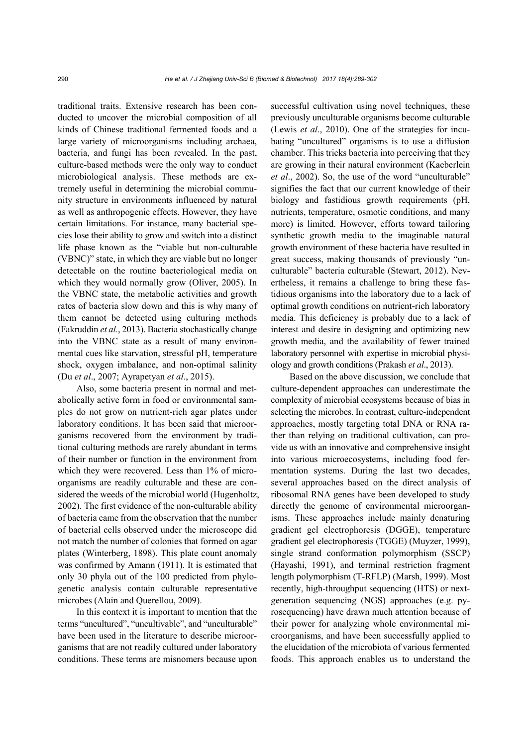traditional traits. Extensive research has been conducted to uncover the microbial composition of all kinds of Chinese traditional fermented foods and a large variety of microorganisms including archaea, bacteria, and fungi has been revealed. In the past, culture-based methods were the only way to conduct microbiological analysis. These methods are extremely useful in determining the microbial community structure in environments influenced by natural as well as anthropogenic effects. However, they have certain limitations. For instance, many bacterial species lose their ability to grow and switch into a distinct life phase known as the "viable but non-culturable (VBNC)" state, in which they are viable but no longer detectable on the routine bacteriological media on which they would normally grow (Oliver, 2005). In the VBNC state, the metabolic activities and growth rates of bacteria slow down and this is why many of them cannot be detected using culturing methods (Fakruddin *et al.*, 2013). Bacteria stochastically change into the VBNC state as a result of many environmental cues like starvation, stressful pH, temperature shock, oxygen imbalance, and non-optimal salinity (Du *et al*., 2007; Ayrapetyan *et al*., 2015).

Also, some bacteria present in normal and metabolically active form in food or environmental samples do not grow on nutrient-rich agar plates under laboratory conditions. It has been said that microorganisms recovered from the environment by traditional culturing methods are rarely abundant in terms of their number or function in the environment from which they were recovered. Less than 1% of microorganisms are readily culturable and these are considered the weeds of the microbial world (Hugenholtz, 2002). The first evidence of the non-culturable ability of bacteria came from the observation that the number of bacterial cells observed under the microscope did not match the number of colonies that formed on agar plates (Winterberg, 1898). This plate count anomaly was confirmed by Amann (1911). It is estimated that only 30 phyla out of the 100 predicted from phylogenetic analysis contain culturable representative microbes (Alain and Querellou, 2009).

In this context it is important to mention that the terms "uncultured", "uncultivable", and "unculturable" have been used in the literature to describe microorganisms that are not readily cultured under laboratory conditions. These terms are misnomers because upon successful cultivation using novel techniques, these previously unculturable organisms become culturable (Lewis *et al*., 2010). One of the strategies for incubating "uncultured" organisms is to use a diffusion chamber. This tricks bacteria into perceiving that they are growing in their natural environment (Kaeberlein *et al*., 2002). So, the use of the word "unculturable" signifies the fact that our current knowledge of their biology and fastidious growth requirements (pH, nutrients, temperature, osmotic conditions, and many more) is limited. However, efforts toward tailoring synthetic growth media to the imaginable natural growth environment of these bacteria have resulted in great success, making thousands of previously "unculturable" bacteria culturable (Stewart, 2012). Nevertheless, it remains a challenge to bring these fastidious organisms into the laboratory due to a lack of optimal growth conditions on nutrient-rich laboratory media. This deficiency is probably due to a lack of interest and desire in designing and optimizing new growth media, and the availability of fewer trained laboratory personnel with expertise in microbial physiology and growth conditions (Prakash *et al*., 2013).

Based on the above discussion, we conclude that culture-dependent approaches can underestimate the complexity of microbial ecosystems because of bias in selecting the microbes. In contrast, culture-independent approaches, mostly targeting total DNA or RNA rather than relying on traditional cultivation, can provide us with an innovative and comprehensive insight into various microecosystems, including food fermentation systems. During the last two decades, several approaches based on the direct analysis of ribosomal RNA genes have been developed to study directly the genome of environmental microorganisms. These approaches include mainly denaturing gradient gel electrophoresis (DGGE), temperature gradient gel electrophoresis (TGGE) (Muyzer, 1999), single strand conformation polymorphism (SSCP) (Hayashi, 1991), and terminal restriction fragment length polymorphism (T-RFLP) (Marsh, 1999). Most recently, high-throughput sequencing (HTS) or next-generation sequencing (NGS) approaches (e.g. pyrosequencing) have drawn much attention because of their power for analyzing whole environmental microorganisms, and have been successfully applied to the elucidation of the microbiota of various fermented foods. This approach enables us to understand the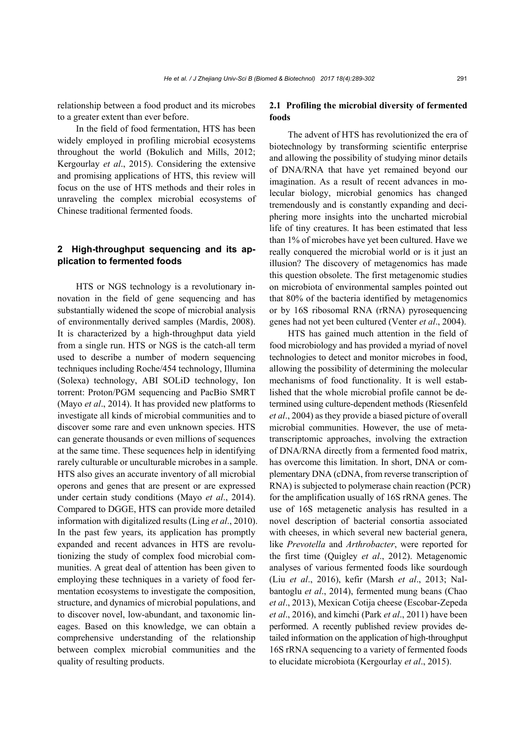relationship between a food product and its microbes to a greater extent than ever before.

In the field of food fermentation, HTS has been widely employed in profiling microbial ecosystems throughout the world (Bokulich and Mills, 2012; Kergourlay *et al*., 2015). Considering the extensive and promising applications of HTS, this review will focus on the use of HTS methods and their roles in unraveling the complex microbial ecosystems of Chinese traditional fermented foods.

## 2 High-throughput sequencing and its application to fermented foods

HTS or NGS technology is a revolutionary innovation in the field of gene sequencing and has substantially widened the scope of microbial analysis of environmentally derived samples (Mardis, 2008). It is characterized by a high-throughput data yield from a single run. HTS or NGS is the catch-all term used to describe a number of modern sequencing techniques including Roche/454 technology, Illumina (Solexa) technology, ABI SOLiD technology, Ion torrent: Proton/PGM sequencing and PacBio SMRT (Mayo *et al*., 2014). It has provided new platforms to investigate all kinds of microbial communities and to discover some rare and even unknown species. HTS can generate thousands or even millions of sequences at the same time. These sequences help in identifying rarely culturable or unculturable microbes in a sample. HTS also gives an accurate inventory of all microbial operons and genes that are present or are expressed under certain study conditions (Mayo *et al*., 2014). Compared to DGGE, HTS can provide more detailed information with digitalized results (Ling *et al*., 2010). In the past few years, its application has promptly expanded and recent advances in HTS are revolutionizing the study of complex food microbial communities. A great deal of attention has been given to employing these techniques in a variety of food fermentation ecosystems to investigate the composition, structure, and dynamics of microbial populations, and to discover novel, low-abundant, and taxonomic lineages. Based on this knowledge, we can obtain a comprehensive understanding of the relationship between complex microbial communities and the quality of resulting products.

### 2.1 Profiling the microbial diversity of fermented foods

The advent of HTS has revolutionized the era of biotechnology by transforming scientific enterprise and allowing the possibility of studying minor details of DNA/RNA that have yet remained beyond our imagination. As a result of recent advances in molecular biology, microbial genomics has changed tremendously and is constantly expanding and deciphering more insights into the uncharted microbial life of tiny creatures. It has been estimated that less than 1% of microbes have yet been cultured. Have we really conquered the microbial world or is it just an illusion? The discovery of metagenomics has made this question obsolete. The first metagenomic studies on microbiota of environmental samples pointed out that 80% of the bacteria identified by metagenomics or by 16S ribosomal RNA (rRNA) pyrosequencing genes had not yet been cultured (Venter *et al*., 2004).

HTS has gained much attention in the field of food microbiology and has provided a myriad of novel technologies to detect and monitor microbes in food, allowing the possibility of determining the molecular mechanisms of food functionality. It is well established that the whole microbial profile cannot be determined using culture-dependent methods (Riesenfeld *et al*., 2004) as they provide a biased picture of overall microbial communities. However, the use of metatranscriptomic approaches, involving the extraction of DNA/RNA directly from a fermented food matrix, has overcome this limitation. In short, DNA or complementary DNA (cDNA, from reverse transcription of RNA) is subjected to polymerase chain reaction (PCR) for the amplification usually of 16S rRNA genes. The use of 16S metagenetic analysis has resulted in a novel description of bacterial consortia associated with cheeses, in which several new bacterial genera, like *Prevotella* and *Arthrobacter*, were reported for the first time (Quigley *et al*., 2012). Metagenomic analyses of various fermented foods like sourdough (Liu *et al*., 2016), kefir (Marsh *et al*., 2013; Nalbantoglu *et al*., 2014), fermented mung beans (Chao *et al*., 2013), Mexican Cotija cheese (Escobar-Zepeda *et al*., 2016), and kimchi (Park *et al*., 2011) have been performed. A recently published review provides detailed information on the application of high-throughput 16S rRNA sequencing to a variety of fermented foods to elucidate microbiota (Kergourlay *et al*., 2015).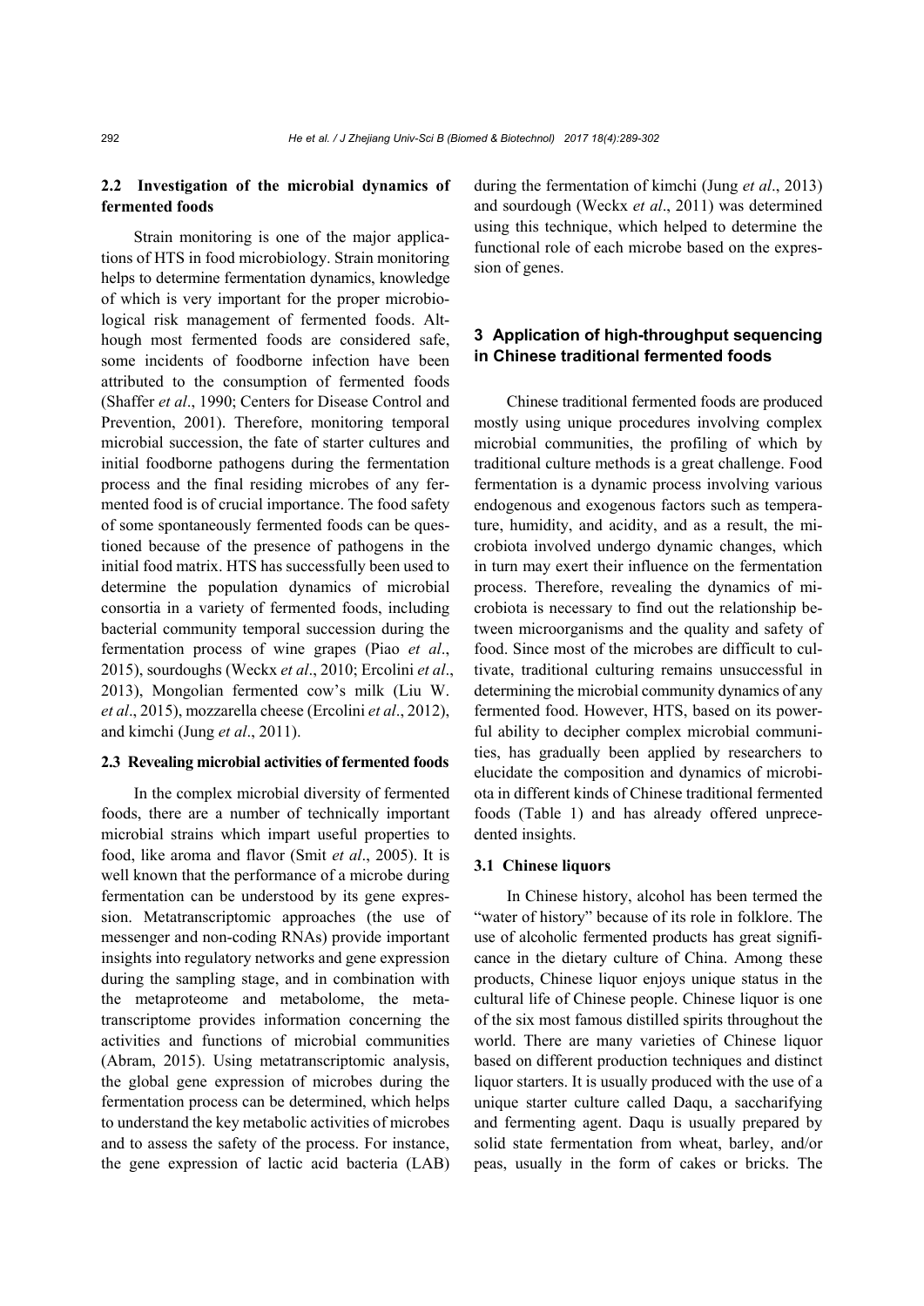### 2.2 Investigation of the microbial dynamics of fermented foods

Strain monitoring is one of the major applications of HTS in food microbiology. Strain monitoring helps to determine fermentation dynamics, knowledge of which is very important for the proper microbiological risk management of fermented foods. Although most fermented foods are considered safe, some incidents of foodborne infection have been attributed to the consumption of fermented foods (Shaffer *et al*., 1990; Centers for Disease Control and Prevention, 2001). Therefore, monitoring temporal microbial succession, the fate of starter cultures and initial foodborne pathogens during the fermentation process and the final residing microbes of any fermented food is of crucial importance. The food safety of some spontaneously fermented foods can be questioned because of the presence of pathogens in the initial food matrix. HTS has successfully been used to determine the population dynamics of microbial consortia in a variety of fermented foods, including bacterial community temporal succession during the fermentation process of wine grapes (Piao *et al*., 2015), sourdoughs (Weckx *et al*., 2010; Ercolini *et al*., 2013), Mongolian fermented cow's milk (Liu W. *et al*., 2015), mozzarella cheese (Ercolini *et al*., 2012), and kimchi (Jung *et al*., 2011).

### 2.3 Revealing microbial activities of fermented foods

In the complex microbial diversity of fermented foods, there are a number of technically important microbial strains which impart useful properties to food, like aroma and flavor (Smit *et al*., 2005). It is well known that the performance of a microbe during fermentation can be understood by its gene expression. Metatranscriptomic approaches (the use of messenger and non-coding RNAs) provide important insights into regulatory networks and gene expression during the sampling stage, and in combination with the metaproteome and metabolome, the metatranscriptome provides information concerning the activities and functions of microbial communities (Abram, 2015). Using metatranscriptomic analysis, the global gene expression of microbes during the fermentation process can be determined, which helps to understand the key metabolic activities of microbes and to assess the safety of the process. For instance, the gene expression of lactic acid bacteria (LAB) during the fermentation of kimchi (Jung *et al*., 2013) and sourdough (Weckx *et al*., 2011) was determined using this technique, which helped to determine the functional role of each microbe based on the expression of genes.

## 3 Application of high-throughput sequencing in Chinese traditional fermented foods

Chinese traditional fermented foods are produced mostly using unique procedures involving complex microbial communities, the profiling of which by traditional culture methods is a great challenge. Food fermentation is a dynamic process involving various endogenous and exogenous factors such as temperature, humidity, and acidity, and as a result, the microbiota involved undergo dynamic changes, which in turn may exert their influence on the fermentation process. Therefore, revealing the dynamics of microbiota is necessary to find out the relationship between microorganisms and the quality and safety of food. Since most of the microbes are difficult to cultivate, traditional culturing remains unsuccessful in determining the microbial community dynamics of any fermented food. However, HTS, based on its powerful ability to decipher complex microbial communities, has gradually been applied by researchers to elucidate the composition and dynamics of microbiota in different kinds of Chinese traditional fermented foods (Table 1) and has already offered unprecedented insights.

### 3.1 Chinese liquors

In Chinese history, alcohol has been termed the "water of history" because of its role in folklore. The use of alcoholic fermented products has great significance in the dietary culture of China. Among these products, Chinese liquor enjoys unique status in the cultural life of Chinese people. Chinese liquor is one of the six most famous distilled spirits throughout the world. There are many varieties of Chinese liquor based on different production techniques and distinct liquor starters. It is usually produced with the use of a unique starter culture called Daqu, a saccharifying and fermenting agent. Daqu is usually prepared by solid state fermentation from wheat, barley, and/or peas, usually in the form of cakes or bricks. The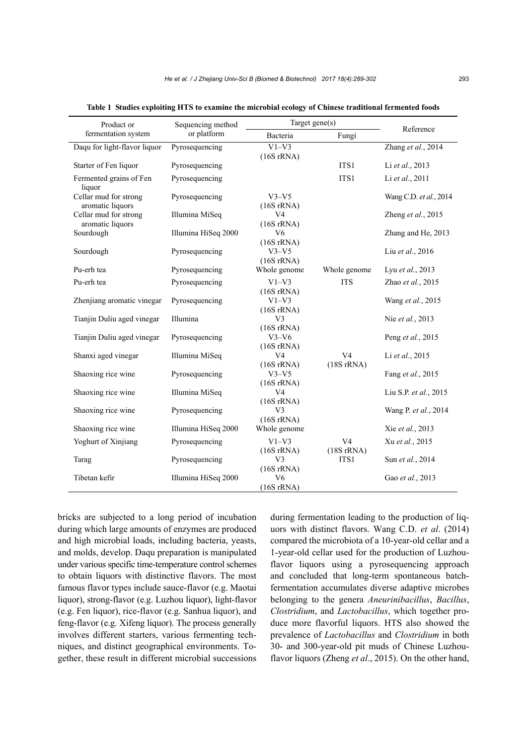**Table 1 Studies exploiting HTS to examine the microbial ecology of Chinese traditional fermented foods**

| Product or fermentation system | Sequencing method or platform | Target gene(s) | | Reference |
|---|---|---|---|---|
| | | Bacteria | Fungi | |
| Daqu for light-flavor liquor | Pyrosequencing | V1–V3 (16S rRNA) | | Zhang *et al.*, 2014 |
| Starter of Fen liquor | Pyrosequencing | | ITS1 | Li *et al.*, 2013 |
| Fermented grains of Fen liquor | Pyrosequencing | | ITS1 | Li *et al.*, 2011 |
| Cellar mud for strong aromatic liquors | Pyrosequencing | V3–V5 (16S rRNA) | | Wang C.D. *et al.*, 2014 |
| Cellar mud for strong aromatic liquors | Illumina MiSeq | V4 (16S rRNA) | | Zheng *et al.*, 2015 |
| Sourdough | Illumina HiSeq 2000 | V6 (16S rRNA) | | Zhang and He, 2013 |
| Sourdough | Pyrosequencing | V3–V5 (16S rRNA) | | Liu *et al.*, 2016 |
| Pu-erh tea | Pyrosequencing | Whole genome | Whole genome | Lyu *et al.*, 2013 |
| Pu-erh tea | Pyrosequencing | V1–V3 (16S rRNA) | ITS | Zhao *et al.*, 2015 |
| Zhenjiang aromatic vinegar | Pyrosequencing | V1–V3 (16S rRNA) | | Wang *et al.*, 2015 |
| Tianjin Duliu aged vinegar | Illumina | V3 (16S rRNA) | | Nie *et al.*, 2013 |
| Tianjin Duliu aged vinegar | Pyrosequencing | V3–V6 (16S rRNA) | | Peng *et al.*, 2015 |
| Shanxi aged vinegar | Illumina MiSeq | V4 (16S rRNA) | V4 (18S rRNA) | Li *et al.*, 2015 |
| Shaoxing rice wine | Pyrosequencing | V3–V5 (16S rRNA) | | Fang *et al.*, 2015 |
| Shaoxing rice wine | Illumina MiSeq | V4 (16S rRNA) | | Liu S.P. *et al.*, 2015 |
| Shaoxing rice wine | Pyrosequencing | V3 (16S rRNA) | | Wang P. *et al.*, 2014 |
| Shaoxing rice wine | Illumina HiSeq 2000 | Whole genome | | Xie *et al.*, 2013 |
| Yoghurt of Xinjiang | Pyrosequencing | V1–V3 (16S rRNA) | V4 (18S rRNA) | Xu *et al.*, 2015 |
| Tarag | Pyrosequencing | V3 (16S rRNA) | ITS1 | Sun *et al.*, 2014 |
| Tibetan kefir | Illumina HiSeq 2000 | V6 (16S rRNA) | | Gao *et al.*, 2013 |

bricks are subjected to a long period of incubation during which large amounts of enzymes are produced and high microbial loads, including bacteria, yeasts, and molds, develop. Daqu preparation is manipulated under various specific time-temperature control schemes to obtain liquors with distinctive flavors. The most famous flavor types include sauce-flavor (e.g. Maotai liquor), strong-flavor (e.g. Luzhou liquor), light-flavor (e.g. Fen liquor), rice-flavor (e.g. Sanhua liquor), and feng-flavor (e.g. Xifeng liquor). The process generally involves different starters, various fermenting techniques, and distinct geographical environments. Together, these result in different microbial successions during fermentation leading to the production of liquors with distinct flavors. Wang C.D. *et al*. (2014) compared the microbiota of a 10-year-old cellar and a 1-year-old cellar used for the production of Luzhou-flavor liquors using a pyrosequencing approach and concluded that long-term spontaneous batch-fermentation accumulates diverse adaptive microbes belonging to the genera *Aneurinibacillus*, *Bacillus*, *Clostridium*, and *Lactobacillus*, which together produce more flavorful liquors. HTS also showed the prevalence of *Lactobacillus* and *Clostridium* in both 30- and 300-year-old pit muds of Chinese Luzhou-flavor liquors (Zheng *et al*., 2015). On the other hand,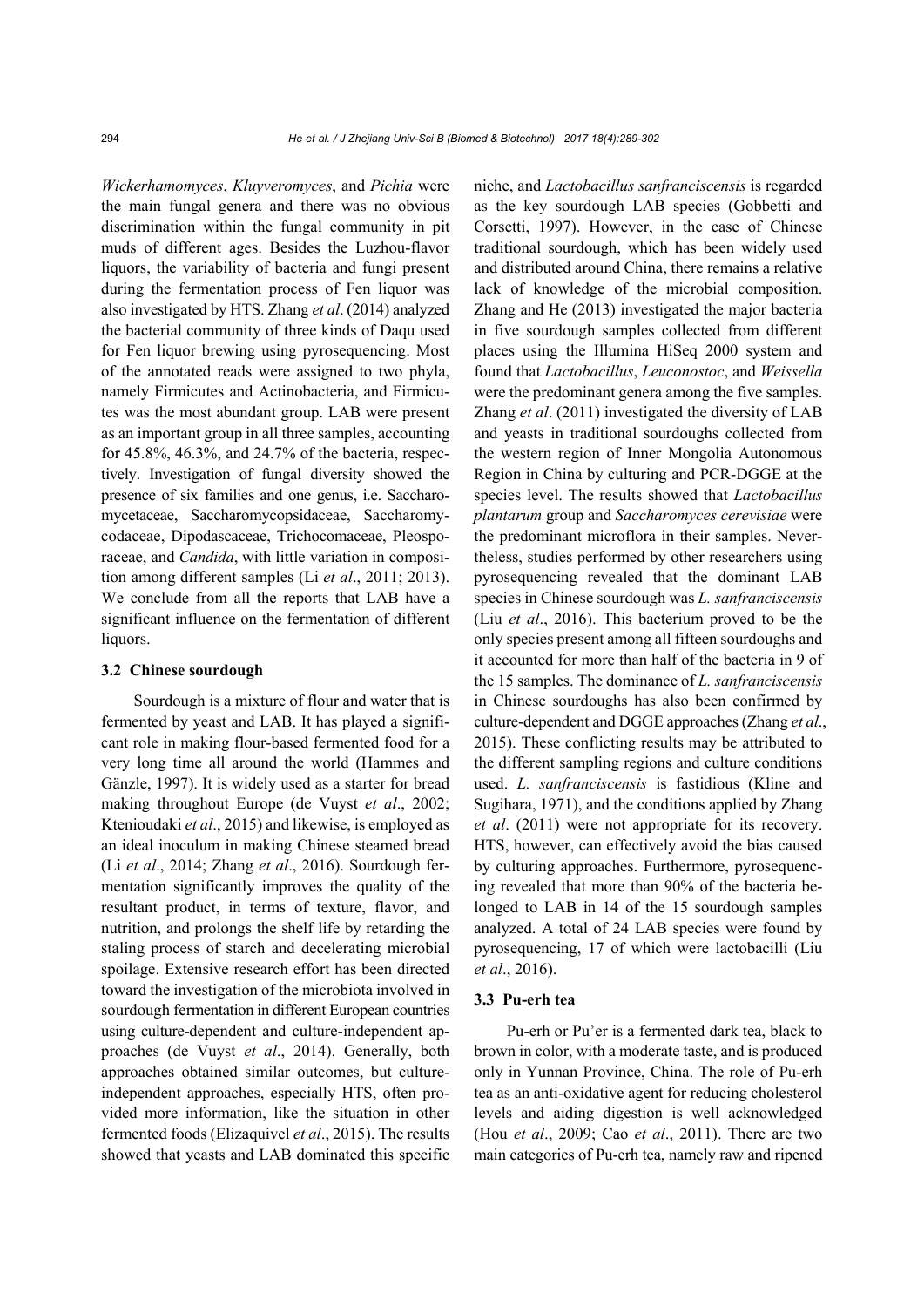*Wickerhamomyces*, *Kluyveromyces*, and *Pichia* were the main fungal genera and there was no obvious discrimination within the fungal community in pit muds of different ages. Besides the Luzhou-flavor liquors, the variability of bacteria and fungi present during the fermentation process of Fen liquor was also investigated by HTS. Zhang *et al*. (2014) analyzed the bacterial community of three kinds of Daqu used for Fen liquor brewing using pyrosequencing. Most of the annotated reads were assigned to two phyla, namely Firmicutes and Actinobacteria, and Firmicutes was the most abundant group. LAB were present as an important group in all three samples, accounting for 45.8%, 46.3%, and 24.7% of the bacteria, respectively. Investigation of fungal diversity showed the presence of six families and one genus, i.e. Saccharomycetaceae, Saccharomycopsidaceae, Saccharomycodaceae, Dipodascaceae, Trichocomaceae, Pleosporaceae, and *Candida*, with little variation in composition among different samples (Li *et al*., 2011; 2013). We conclude from all the reports that LAB have a significant influence on the fermentation of different liquors.

### 3.2 Chinese sourdough

Sourdough is a mixture of flour and water that is fermented by yeast and LAB. It has played a significant role in making flour-based fermented food for a very long time all around the world (Hammes and Gänzle, 1997). It is widely used as a starter for bread making throughout Europe (de Vuyst *et al*., 2002; Ktenioudaki *et al*., 2015) and likewise, is employed as an ideal inoculum in making Chinese steamed bread (Li *et al*., 2014; Zhang *et al*., 2016). Sourdough fermentation significantly improves the quality of the resultant product, in terms of texture, flavor, and nutrition, and prolongs the shelf life by retarding the staling process of starch and decelerating microbial spoilage. Extensive research effort has been directed toward the investigation of the microbiota involved in sourdough fermentation in different European countries using culture-dependent and culture-independent approaches (de Vuyst *et al*., 2014). Generally, both approaches obtained similar outcomes, but culture-independent approaches, especially HTS, often provided more information, like the situation in other fermented foods (Elizaquivel *et al*., 2015). The results showed that yeasts and LAB dominated this specific niche, and *Lactobacillus sanfranciscensis* is regarded as the key sourdough LAB species (Gobbetti and Corsetti, 1997). However, in the case of Chinese traditional sourdough, which has been widely used and distributed around China, there remains a relative lack of knowledge of the microbial composition. Zhang and He (2013) investigated the major bacteria in five sourdough samples collected from different places using the Illumina HiSeq 2000 system and found that *Lactobacillus*, *Leuconostoc*, and *Weissella* were the predominant genera among the five samples. Zhang *et al*. (2011) investigated the diversity of LAB and yeasts in traditional sourdoughs collected from the western region of Inner Mongolia Autonomous Region in China by culturing and PCR-DGGE at the species level. The results showed that *Lactobacillus plantarum* group and *Saccharomyces cerevisiae* were the predominant microflora in their samples. Nevertheless, studies performed by other researchers using pyrosequencing revealed that the dominant LAB species in Chinese sourdough was *L. sanfranciscensis* (Liu *et al*., 2016). This bacterium proved to be the only species present among all fifteen sourdoughs and it accounted for more than half of the bacteria in 9 of the 15 samples. The dominance of *L. sanfranciscensis* in Chinese sourdoughs has also been confirmed by culture-dependent and DGGE approaches (Zhang *et al*., 2015). These conflicting results may be attributed to the different sampling regions and culture conditions used. *L. sanfranciscensis* is fastidious (Kline and Sugihara, 1971), and the conditions applied by Zhang *et al*. (2011) were not appropriate for its recovery. HTS, however, can effectively avoid the bias caused by culturing approaches. Furthermore, pyrosequencing revealed that more than 90% of the bacteria belonged to LAB in 14 of the 15 sourdough samples analyzed. A total of 24 LAB species were found by pyrosequencing, 17 of which were lactobacilli (Liu *et al*., 2016).

### 3.3 Pu-erh tea

Pu-erh or Pu'er is a fermented dark tea, black to brown in color, with a moderate taste, and is produced only in Yunnan Province, China. The role of Pu-erh tea as an anti-oxidative agent for reducing cholesterol levels and aiding digestion is well acknowledged (Hou *et al*., 2009; Cao *et al*., 2011). There are two main categories of Pu-erh tea, namely raw and ripened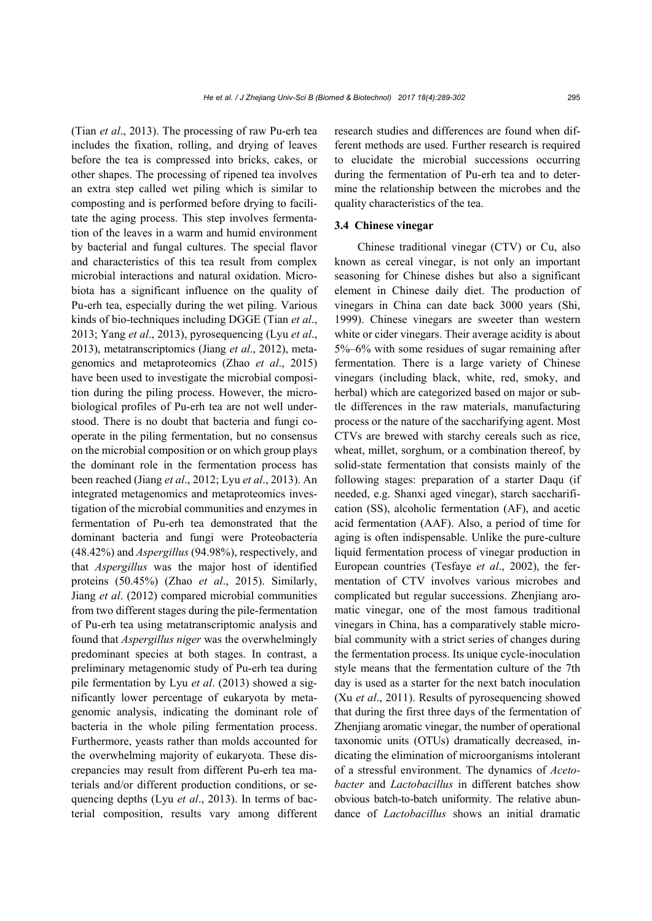(Tian *et al*., 2013). The processing of raw Pu-erh tea includes the fixation, rolling, and drying of leaves before the tea is compressed into bricks, cakes, or other shapes. The processing of ripened tea involves an extra step called wet piling which is similar to composting and is performed before drying to facilitate the aging process. This step involves fermentation of the leaves in a warm and humid environment by bacterial and fungal cultures. The special flavor and characteristics of this tea result from complex microbial interactions and natural oxidation. Microbiota has a significant influence on the quality of Pu-erh tea, especially during the wet piling. Various kinds of bio-techniques including DGGE (Tian *et al*., 2013; Yang *et al*., 2013), pyrosequencing (Lyu *et al*., 2013), metatranscriptomics (Jiang *et al*., 2012), metagenomics and metaproteomics (Zhao *et al*., 2015) have been used to investigate the microbial composition during the piling process. However, the microbiological profiles of Pu-erh tea are not well understood. There is no doubt that bacteria and fungi cooperate in the piling fermentation, but no consensus on the microbial composition or on which group plays the dominant role in the fermentation process has been reached (Jiang *et al*., 2012; Lyu *et al*., 2013). An integrated metagenomics and metaproteomics investigation of the microbial communities and enzymes in fermentation of Pu-erh tea demonstrated that the dominant bacteria and fungi were Proteobacteria (48.42%) and *Aspergillus* (94.98%), respectively, and that *Aspergillus* was the major host of identified proteins (50.45%) (Zhao *et al*., 2015). Similarly, Jiang *et al*. (2012) compared microbial communities from two different stages during the pile-fermentation of Pu-erh tea using metatranscriptomic analysis and found that *Aspergillus niger* was the overwhelmingly predominant species at both stages. In contrast, a preliminary metagenomic study of Pu-erh tea during pile fermentation by Lyu *et al*. (2013) showed a significantly lower percentage of eukaryota by metagenomic analysis, indicating the dominant role of bacteria in the whole piling fermentation process. Furthermore, yeasts rather than molds accounted for the overwhelming majority of eukaryota. These discrepancies may result from different Pu-erh tea materials and/or different production conditions, or sequencing depths (Lyu *et al*., 2013). In terms of bacterial composition, results vary among different research studies and differences are found when different methods are used. Further research is required to elucidate the microbial successions occurring during the fermentation of Pu-erh tea and to determine the relationship between the microbes and the quality characteristics of the tea.

### 3.4 Chinese vinegar

Chinese traditional vinegar (CTV) or Cu, also known as cereal vinegar, is not only an important seasoning for Chinese dishes but also a significant element in Chinese daily diet. The production of vinegars in China can date back 3000 years (Shi, 1999). Chinese vinegars are sweeter than western white or cider vinegars. Their average acidity is about 5%–6% with some residues of sugar remaining after fermentation. There is a large variety of Chinese vinegars (including black, white, red, smoky, and herbal) which are categorized based on major or subtle differences in the raw materials, manufacturing process or the nature of the saccharifying agent. Most CTVs are brewed with starchy cereals such as rice, wheat, millet, sorghum, or a combination thereof, by solid-state fermentation that consists mainly of the following stages: preparation of a starter Daqu (if needed, e.g. Shanxi aged vinegar), starch saccharification (SS), alcoholic fermentation (AF), and acetic acid fermentation (AAF). Also, a period of time for aging is often indispensable. Unlike the pure-culture liquid fermentation process of vinegar production in European countries (Tesfaye *et al*., 2002), the fermentation of CTV involves various microbes and complicated but regular successions. Zhenjiang aromatic vinegar, one of the most famous traditional vinegars in China, has a comparatively stable microbial community with a strict series of changes during the fermentation process. Its unique cycle-inoculation style means that the fermentation culture of the 7th day is used as a starter for the next batch inoculation (Xu *et al*., 2011). Results of pyrosequencing showed that during the first three days of the fermentation of Zhenjiang aromatic vinegar, the number of operational taxonomic units (OTUs) dramatically decreased, indicating the elimination of microorganisms intolerant of a stressful environment. The dynamics of *Acetobacter* and *Lactobacillus* in different batches show obvious batch-to-batch uniformity. The relative abundance of *Lactobacillus* shows an initial dramatic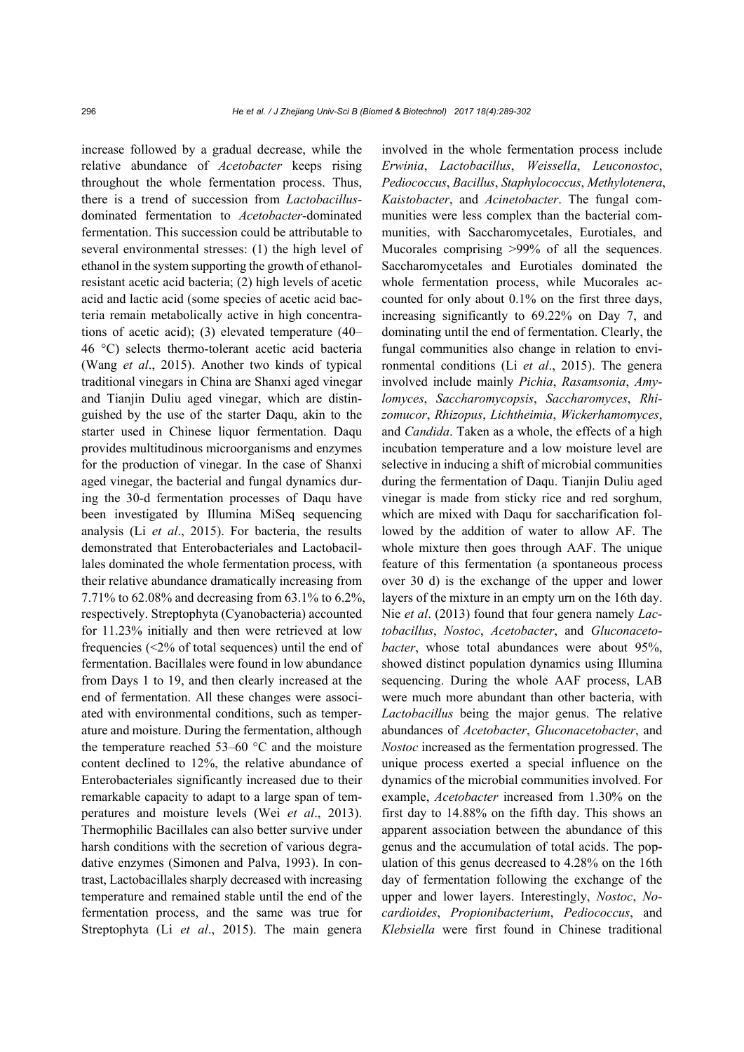increase followed by a gradual decrease, while the relative abundance of *Acetobacter* keeps rising throughout the whole fermentation process. Thus, there is a trend of succession from *Lactobacillus*-dominated fermentation to *Acetobacter*-dominated fermentation. This succession could be attributable to several environmental stresses: (1) the high level of ethanol in the system supporting the growth of ethanol-resistant acetic acid bacteria; (2) high levels of acetic acid and lactic acid (some species of acetic acid bacteria remain metabolically active in high concentrations of acetic acid); (3) elevated temperature (40–46 °C) selects thermo-tolerant acetic acid bacteria (Wang *et al*., 2015). Another two kinds of typical traditional vinegars in China are Shanxi aged vinegar and Tianjin Duliu aged vinegar, which are distinguished by the use of the starter Daqu, akin to the starter used in Chinese liquor fermentation. Daqu provides multitudinous microorganisms and enzymes for the production of vinegar. In the case of Shanxi aged vinegar, the bacterial and fungal dynamics during the 30-d fermentation processes of Daqu have been investigated by Illumina MiSeq sequencing analysis (Li *et al*., 2015). For bacteria, the results demonstrated that Enterobacteriales and Lactobacillales dominated the whole fermentation process, with their relative abundance dramatically increasing from 7.71% to 62.08% and decreasing from 63.1% to 6.2%, respectively. Streptophyta (Cyanobacteria) accounted for 11.23% initially and then were retrieved at low frequencies (<2% of total sequences) until the end of fermentation. Bacillales were found in low abundance from Days 1 to 19, and then clearly increased at the end of fermentation. All these changes were associated with environmental conditions, such as temperature and moisture. During the fermentation, although the temperature reached 53–60 °C and the moisture content declined to 12%, the relative abundance of Enterobacteriales significantly increased due to their remarkable capacity to adapt to a large span of temperatures and moisture levels (Wei *et al*., 2013). Thermophilic Bacillales can also better survive under harsh conditions with the secretion of various degradative enzymes (Simonen and Palva, 1993). In contrast, Lactobacillales sharply decreased with increasing temperature and remained stable until the end of the fermentation process, and the same was true for Streptophyta (Li *et al*., 2015). The main genera involved in the whole fermentation process include *Erwinia*, *Lactobacillus*, *Weissella*, *Leuconostoc*, *Pediococcus*, *Bacillus*, *Staphylococcus*, *Methylotenera*, *Kaistobacter*, and *Acinetobacter*. The fungal communities were less complex than the bacterial communities, with Saccharomycetales, Eurotiales, and Mucorales comprising >99% of all the sequences. Saccharomycetales and Eurotiales dominated the whole fermentation process, while Mucorales accounted for only about 0.1% on the first three days, increasing significantly to 69.22% on Day 7, and dominating until the end of fermentation. Clearly, the fungal communities also change in relation to environmental conditions (Li *et al*., 2015). The genera involved include mainly *Pichia*, *Rasamsonia*, *Amylomyces*, *Saccharomycopsis*, *Saccharomyces*, *Rhizomucor*, *Rhizopus*, *Lichtheimia*, *Wickerhamomyces*, and *Candida*. Taken as a whole, the effects of a high incubation temperature and a low moisture level are selective in inducing a shift of microbial communities during the fermentation of Daqu. Tianjin Duliu aged vinegar is made from sticky rice and red sorghum, which are mixed with Daqu for saccharification followed by the addition of water to allow AF. The whole mixture then goes through AAF. The unique feature of this fermentation (a spontaneous process over 30 d) is the exchange of the upper and lower layers of the mixture in an empty urn on the 16th day. Nie *et al*. (2013) found that four genera namely *Lactobacillus*, *Nostoc*, *Acetobacter*, and *Gluconacetobacter*, whose total abundances were about 95%, showed distinct population dynamics using Illumina sequencing. During the whole AAF process, LAB were much more abundant than other bacteria, with *Lactobacillus* being the major genus. The relative abundances of *Acetobacter*, *Gluconacetobacter*, and *Nostoc* increased as the fermentation progressed. The unique process exerted a special influence on the dynamics of the microbial communities involved. For example, *Acetobacter* increased from 1.30% on the first day to 14.88% on the fifth day. This shows an apparent association between the abundance of this genus and the accumulation of total acids. The population of this genus decreased to 4.28% on the 16th day of fermentation following the exchange of the upper and lower layers. Interestingly, *Nostoc*, *Nocardioides*, *Propionibacterium*, *Pediococcus*, and *Klebsiella* were first found in Chinese traditional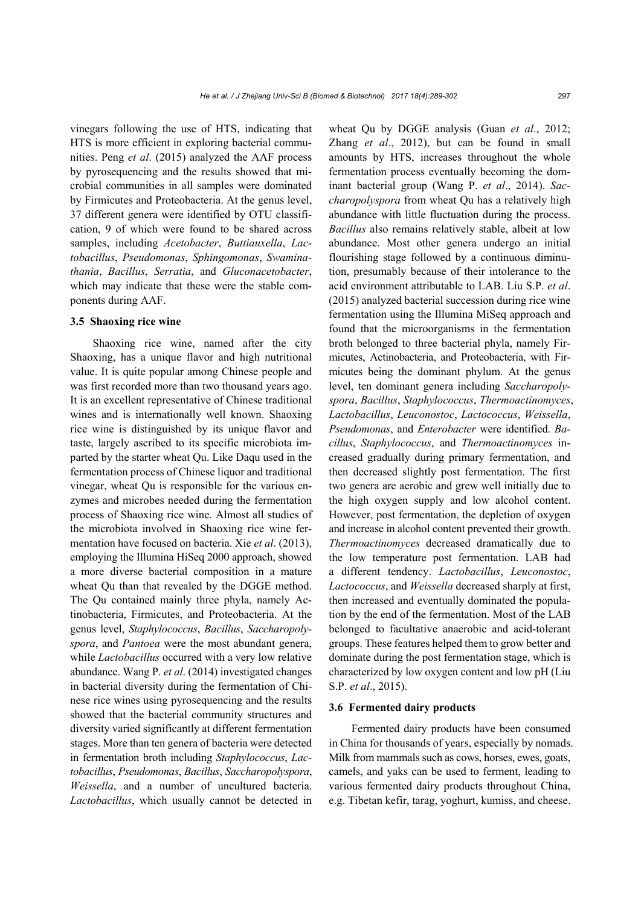vinegars following the use of HTS, indicating that HTS is more efficient in exploring bacterial communities. Peng *et al*. (2015) analyzed the AAF process by pyrosequencing and the results showed that microbial communities in all samples were dominated by Firmicutes and Proteobacteria. At the genus level, 37 different genera were identified by OTU classification, 9 of which were found to be shared across samples, including *Acetobacter*, *Buttiauxella*, *Lactobacillus*, *Pseudomonas*, *Sphingomonas*, *Swaminathania*, *Bacillus*, *Serratia*, and *Gluconacetobacter*, which may indicate that these were the stable components during AAF.

### 3.5 Shaoxing rice wine

Shaoxing rice wine, named after the city Shaoxing, has a unique flavor and high nutritional value. It is quite popular among Chinese people and was first recorded more than two thousand years ago. It is an excellent representative of Chinese traditional wines and is internationally well known. Shaoxing rice wine is distinguished by its unique flavor and taste, largely ascribed to its specific microbiota imparted by the starter wheat Qu. Like Daqu used in the fermentation process of Chinese liquor and traditional vinegar, wheat Qu is responsible for the various enzymes and microbes needed during the fermentation process of Shaoxing rice wine. Almost all studies of the microbiota involved in Shaoxing rice wine fermentation have focused on bacteria. Xie *et al*. (2013), employing the Illumina HiSeq 2000 approach, showed a more diverse bacterial composition in a mature wheat Qu than that revealed by the DGGE method. The Qu contained mainly three phyla, namely Actinobacteria, Firmicutes, and Proteobacteria. At the genus level, *Staphylococcus*, *Bacillus*, *Saccharopolyspora*, and *Pantoea* were the most abundant genera, while *Lactobacillus* occurred with a very low relative abundance. Wang P. *et al*. (2014) investigated changes in bacterial diversity during the fermentation of Chinese rice wines using pyrosequencing and the results showed that the bacterial community structures and diversity varied significantly at different fermentation stages. More than ten genera of bacteria were detected in fermentation broth including *Staphylococcus*, *Lactobacillus*, *Pseudomonas*, *Bacillus*, *Saccharopolyspora*, *Weissella*, and a number of uncultured bacteria. *Lactobacillus*, which usually cannot be detected in wheat Qu by DGGE analysis (Guan *et al*., 2012; Zhang *et al*., 2012), but can be found in small amounts by HTS, increases throughout the whole fermentation process eventually becoming the dominant bacterial group (Wang P. *et al*., 2014). *Saccharopolyspora* from wheat Qu has a relatively high abundance with little fluctuation during the process. *Bacillus* also remains relatively stable, albeit at low abundance. Most other genera undergo an initial flourishing stage followed by a continuous diminution, presumably because of their intolerance to the acid environment attributable to LAB. Liu S.P. *et al*. (2015) analyzed bacterial succession during rice wine fermentation using the Illumina MiSeq approach and found that the microorganisms in the fermentation broth belonged to three bacterial phyla, namely Firmicutes, Actinobacteria, and Proteobacteria, with Firmicutes being the dominant phylum. At the genus level, ten dominant genera including *Saccharopolyspora*, *Bacillus*, *Staphylococcus*, *Thermoactinomyces*, *Lactobacillus*, *Leuconostoc*, *Lactococcus*, *Weissella*, *Pseudomonas*, and *Enterobacter* were identified. *Bacillus*, *Staphylococcus*, and *Thermoactinomyces* increased gradually during primary fermentation, and then decreased slightly post fermentation. The first two genera are aerobic and grew well initially due to the high oxygen supply and low alcohol content. However, post fermentation, the depletion of oxygen and increase in alcohol content prevented their growth. *Thermoactinomyces* decreased dramatically due to the low temperature post fermentation. LAB had a different tendency. *Lactobacillus*, *Leuconostoc*, *Lactococcus*, and *Weissella* decreased sharply at first, then increased and eventually dominated the population by the end of the fermentation. Most of the LAB belonged to facultative anaerobic and acid-tolerant groups. These features helped them to grow better and dominate during the post fermentation stage, which is characterized by low oxygen content and low pH (Liu S.P. *et al*., 2015).

### 3.6 Fermented dairy products

Fermented dairy products have been consumed in China for thousands of years, especially by nomads. Milk from mammals such as cows, horses, ewes, goats, camels, and yaks can be used to ferment, leading to various fermented dairy products throughout China, e.g. Tibetan kefir, tarag, yoghurt, kumiss, and cheese.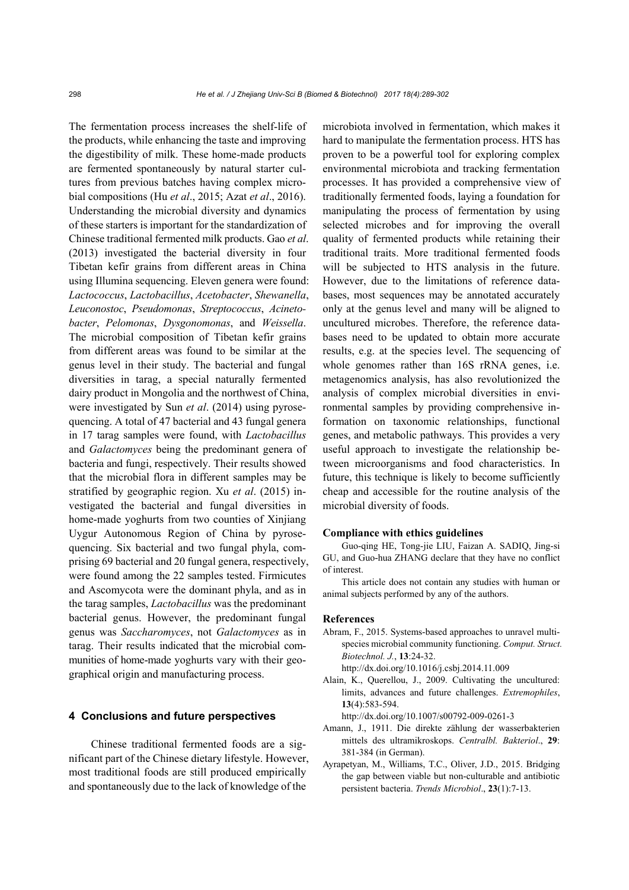The fermentation process increases the shelf-life of the products, while enhancing the taste and improving the digestibility of milk. These home-made products are fermented spontaneously by natural starter cultures from previous batches having complex microbial compositions (Hu *et al*., 2015; Azat *et al*., 2016). Understanding the microbial diversity and dynamics of these starters is important for the standardization of Chinese traditional fermented milk products. Gao *et al*. (2013) investigated the bacterial diversity in four Tibetan kefir grains from different areas in China using Illumina sequencing. Eleven genera were found: *Lactococcus*, *Lactobacillus*, *Acetobacter*, *Shewanella*, *Leuconostoc*, *Pseudomonas*, *Streptococcus*, *Acinetobacter*, *Pelomonas*, *Dysgonomonas*, and *Weissella*. The microbial composition of Tibetan kefir grains from different areas was found to be similar at the genus level in their study. The bacterial and fungal diversities in tarag, a special naturally fermented dairy product in Mongolia and the northwest of China, were investigated by Sun *et al*. (2014) using pyrosequencing. A total of 47 bacterial and 43 fungal genera in 17 tarag samples were found, with *Lactobacillus* and *Galactomyces* being the predominant genera of bacteria and fungi, respectively. Their results showed that the microbial flora in different samples may be stratified by geographic region. Xu *et al*. (2015) investigated the bacterial and fungal diversities in home-made yoghurts from two counties of Xinjiang Uygur Autonomous Region of China by pyrosequencing. Six bacterial and two fungal phyla, comprising 69 bacterial and 20 fungal genera, respectively, were found among the 22 samples tested. Firmicutes and Ascomycota were the dominant phyla, and as in the tarag samples, *Lactobacillus* was the predominant bacterial genus. However, the predominant fungal genus was *Saccharomyces*, not *Galactomyces* as in tarag. Their results indicated that the microbial communities of home-made yoghurts vary with their geographical origin and manufacturing process.

## 4 Conclusions and future perspectives

Chinese traditional fermented foods are a significant part of the Chinese dietary lifestyle. However, most traditional foods are still produced empirically and spontaneously due to the lack of knowledge of the microbiota involved in fermentation, which makes it hard to manipulate the fermentation process. HTS has proven to be a powerful tool for exploring complex environmental microbiota and tracking fermentation processes. It has provided a comprehensive view of traditionally fermented foods, laying a foundation for manipulating the process of fermentation by using selected microbes and for improving the overall quality of fermented products while retaining their traditional traits. More traditional fermented foods will be subjected to HTS analysis in the future. However, due to the limitations of reference databases, most sequences may be annotated accurately only at the genus level and many will be aligned to uncultured microbes. Therefore, the reference databases need to be updated to obtain more accurate results, e.g. at the species level. The sequencing of whole genomes rather than 16S rRNA genes, i.e. metagenomics analysis, has also revolutionized the analysis of complex microbial diversities in environmental samples by providing comprehensive information on taxonomic relationships, functional genes, and metabolic pathways. This provides a very useful approach to investigate the relationship between microorganisms and food characteristics. In future, this technique is likely to become sufficiently cheap and accessible for the routine analysis of the microbial diversity of foods.

### Compliance with ethics guidelines

Guo-qing HE, Tong-jie LIU, Faizan A. SADIQ, Jing-si GU, and Guo-hua ZHANG declare that they have no conflict of interest.

This article does not contain any studies with human or animal subjects performed by any of the authors.

### References

Abram, F., 2015. Systems-based approaches to unravel multi-species microbial community functioning. *Comput. Struct. Biotechnol. J.*, **13**:24-32. http://dx.doi.org/10.1016/j.csbj.2014.11.009

Alain, K., Querellou, J., 2009. Cultivating the uncultured: limits, advances and future challenges. *Extremophiles*, **13**(4):583-594. http://dx.doi.org/10.1007/s00792-009-0261-3

Amann, J., 1911. Die direkte zählung der wasserbakterien mittels des ultramikroskops. *Centralbl. Bakteriol*., **29**: 381-384 (in German).

Ayrapetyan, M., Williams, T.C., Oliver, J.D., 2015. Bridging the gap between viable but non-culturable and antibiotic persistent bacteria. *Trends Microbiol*., **23**(1):7-13.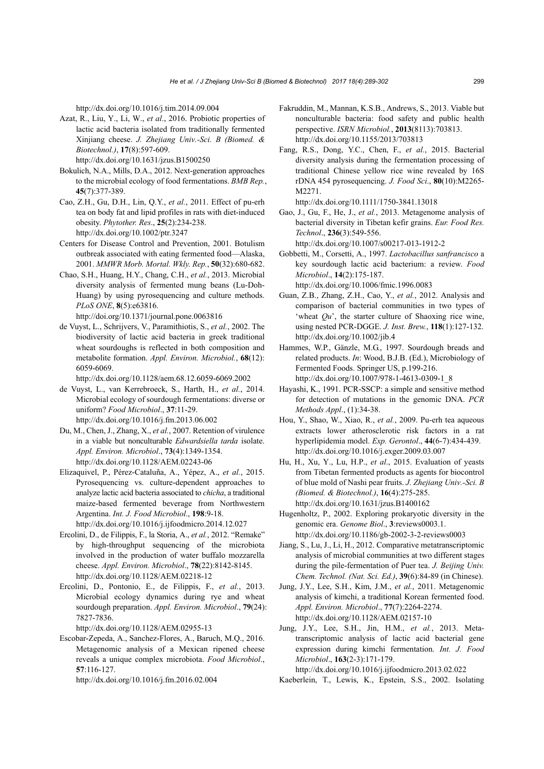http://dx.doi.org/10.1016/j.tim.2014.09.004

Azat, R., Liu, Y., Li, W., *et al*., 2016. Probiotic properties of lactic acid bacteria isolated from traditionally fermented Xinjiang cheese. *J. Zhejiang Univ.-Sci. B (Biomed. & Biotechnol.)*, **17**(8):597-609. http://dx.doi.org/10.1631/jzus.B1500250

Bokulich, N.A., Mills, D.A., 2012. Next-generation approaches to the microbial ecology of food fermentations. *BMB Rep.*, **45**(7):377-389.

Cao, Z.H., Gu, D.H., Lin, Q.Y., *et al.*, 2011. Effect of pu-erh tea on body fat and lipid profiles in rats with diet-induced obesity. *Phytother. Res*., **25**(2):234-238. http://dx.doi.org/10.1002/ptr.3247

Centers for Disease Control and Prevention, 2001. Botulism outbreak associated with eating fermented food—Alaska, 2001. *MMWR Morb. Mortal. Wkly. Rep.*, **50**(32):680-682.

Chao, S.H., Huang, H.Y., Chang, C.H., *et al.*, 2013. Microbial diversity analysis of fermented mung beans (Lu-Doh-Huang) by using pyrosequencing and culture methods. *PLoS ONE*, **8**(5):e63816. http://doi.org/10.1371/journal.pone.0063816

de Vuyst, L., Schrijvers, V., Paramithiotis, S., *et al.*, 2002. The biodiversity of lactic acid bacteria in greek traditional wheat sourdoughs is reflected in both composition and metabolite formation. *Appl. Environ. Microbiol.*, **68**(12): 6059-6069. http://dx.doi.org/10.1128/aem.68.12.6059-6069.2002

de Vuyst, L., van Kerrebroeck, S., Harth, H., *et al.*, 2014. Microbial ecology of sourdough fermentations: diverse or uniform? *Food Microbiol*., **37**:11-29. http://dx.doi.org/10.1016/j.fm.2013.06.002

Du, M., Chen, J., Zhang, X., *et al.*, 2007. Retention of virulence in a viable but nonculturable *Edwardsiella tarda* isolate. *Appl. Environ. Microbiol*., **73**(4):1349-1354. http://dx.doi.org/10.1128/AEM.02243-06

Elizaquivel, P., Pérez-Cataluña, A., Yépez, A., *et al.*, 2015. Pyrosequencing vs. culture-dependent approaches to analyze lactic acid bacteria associated to *chicha*, a traditional maize-based fermented beverage from Northwestern Argentina. *Int. J. Food Microbiol*., **198**:9-18. http://dx.doi.org/10.1016/j.ijfoodmicro.2014.12.027

Ercolini, D., de Filippis, F., la Storia, A., *et al.*, 2012. "Remake" by high-throughput sequencing of the microbiota involved in the production of water buffalo mozzarella cheese. *Appl. Environ. Microbiol*., **78**(22):8142-8145. http://dx.doi.org/10.1128/AEM.02218-12

Ercolini, D., Pontonio, E., de Filippis, F., *et al.*, 2013. Microbial ecology dynamics during rye and wheat sourdough preparation. *Appl. Environ. Microbiol*., **79**(24): 7827-7836. http://dx.doi.org/10.1128/AEM.02955-13

Escobar-Zepeda, A., Sanchez-Flores, A., Baruch, M.Q., 2016. Metagenomic analysis of a Mexican ripened cheese reveals a unique complex microbiota. *Food Microbiol*., **57**:116-127. http://dx.doi.org/10.1016/j.fm.2016.02.004

Fakruddin, M., Mannan, K.S.B., Andrews, S., 2013. Viable but nonculturable bacteria: food safety and public health perspective. *ISRN Microbiol.*, **2013**(8113):703813. http://dx.doi.org/10.1155/2013/703813

Fang, R.S., Dong, Y.C., Chen, F., *et al.*, 2015. Bacterial diversity analysis during the fermentation processing of traditional Chinese yellow rice wine revealed by 16S rDNA 454 pyrosequencing. *J. Food Sci*., **80**(10):M2265-M2271. http://dx.doi.org/10.1111/1750-3841.13018

Gao, J., Gu, F., He, J., *et al.*, 2013. Metagenome analysis of bacterial diversity in Tibetan kefir grains. *Eur. Food Res. Technol*., **236**(3):549-556. http://dx.doi.org/10.1007/s00217-013-1912-2

Gobbetti, M., Corsetti, A., 1997. *Lactobacillus sanfrancisco* a key sourdough lactic acid bacterium: a review. *Food Microbiol*., **14**(2):175-187. http://dx.doi.org/10.1006/fmic.1996.0083

Guan, Z.B., Zhang, Z.H., Cao, Y., *et al.*, 2012. Analysis and comparison of bacterial communities in two types of 'wheat *Qu*', the starter culture of Shaoxing rice wine, using nested PCR-DGGE. *J. Inst. Brew.*, **118**(1):127-132. http://dx.doi.org/10.1002/jib.4

Hammes, W.P., Gänzle, M.G., 1997. Sourdough breads and related products. *In*: Wood, B.J.B. (Ed.), Microbiology of Fermented Foods. Springer US, p.199-216. http://dx.doi.org/10.1007/978-1-4613-0309-1_8

Hayashi, K., 1991. PCR-SSCP: a simple and sensitive method for detection of mutations in the genomic DNA. *PCR Methods Appl*., (1):34-38.

Hou, Y., Shao, W., Xiao, R., *et al.*, 2009. Pu-erh tea aqueous extracts lower atherosclerotic risk factors in a rat hyperlipidemia model. *Exp. Gerontol*., **44**(6-7):434-439. http://dx.doi.org/10.1016/j.exger.2009.03.007

Hu, H., Xu, Y., Lu, H.P., *et al.*, 2015. Evaluation of yeasts from Tibetan fermented products as agents for biocontrol of blue mold of Nashi pear fruits. *J. Zhejiang Univ.-Sci. B (Biomed. & Biotechnol.)*, **16**(4):275-285. http://dx.doi.org/10.1631/jzus.B1400162

Hugenholtz, P., 2002. Exploring prokaryotic diversity in the genomic era. *Genome Biol*., **3**:reviews0003.1. http://dx.doi.org/10.1186/gb-2002-3-2-reviews0003

Jiang, S., Lu, J., Li, H., 2012. Comparative metatranscriptomic analysis of microbial communities at two different stages during the pile-fermentation of Puer tea. *J. Beijing Univ. Chem. Technol. (Nat. Sci. Ed.)*, **39**(6):84-89 (in Chinese).

Jung, J.Y., Lee, S.H., Kim, J.M., *et al.*, 2011. Metagenomic analysis of kimchi, a traditional Korean fermented food. *Appl. Environ. Microbiol*., **77**(7):2264-2274. http://dx.doi.org/10.1128/AEM.02157-10

Jung, J.Y., Lee, S.H., Jin, H.M., *et al.*, 2013. Metatranscriptomic analysis of lactic acid bacterial gene expression during kimchi fermentation. *Int. J. Food Microbiol*., **163**(2-3):171-179. http://dx.doi.org/10.1016/j.ijfoodmicro.2013.02.022

Kaeberlein, T., Lewis, K., Epstein, S.S., 2002. Isolating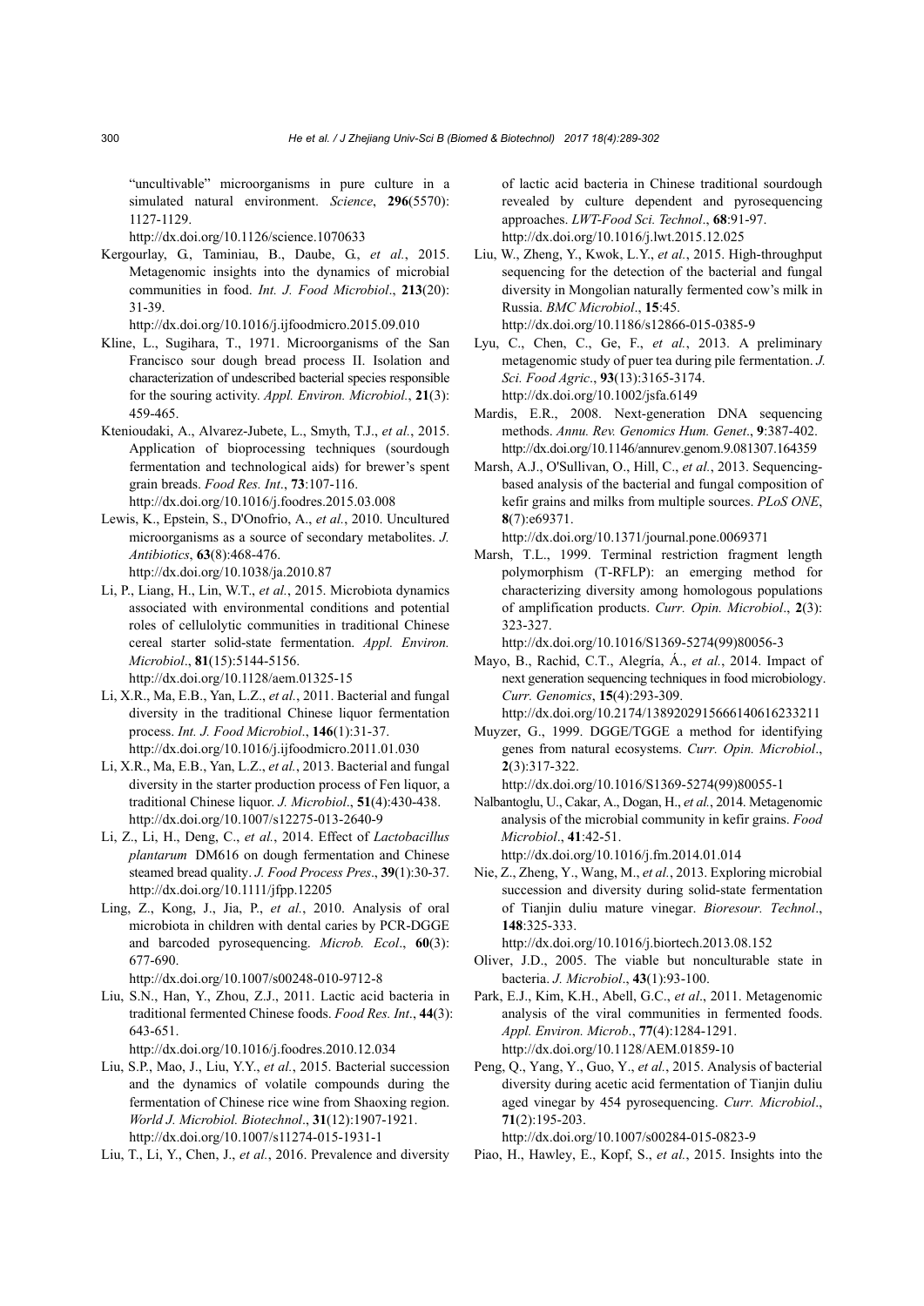"uncultivable" microorganisms in pure culture in a simulated natural environment. *Science*, **296**(5570): 1127-1129.
http://dx.doi.org/10.1126/science.1070633

Kergourlay, G., Taminiau, B., Daube, G., *et al.*, 2015. Metagenomic insights into the dynamics of microbial communities in food. *Int. J. Food Microbiol*., **213**(20): 31-39.
http://dx.doi.org/10.1016/j.ijfoodmicro.2015.09.010

Kline, L., Sugihara, T., 1971. Microorganisms of the San Francisco sour dough bread process II. Isolation and characterization of undescribed bacterial species responsible for the souring activity. *Appl. Environ. Microbiol.*, **21**(3): 459-465.

Ktenioudaki, A., Alvarez-Jubete, L., Smyth, T.J., *et al.*, 2015. Application of bioprocessing techniques (sourdough fermentation and technological aids) for brewer's spent grain breads. *Food Res. Int*., **73**:107-116.
http://dx.doi.org/10.1016/j.foodres.2015.03.008

Lewis, K., Epstein, S., D'Onofrio, A., *et al.*, 2010. Uncultured microorganisms as a source of secondary metabolites. *J. Antibiotics*, **63**(8):468-476.
http://dx.doi.org/10.1038/ja.2010.87

Li, P., Liang, H., Lin, W.T., *et al.*, 2015. Microbiota dynamics associated with environmental conditions and potential roles of cellulolytic communities in traditional Chinese cereal starter solid-state fermentation. *Appl. Environ. Microbiol*., **81**(15):5144-5156.
http://dx.doi.org/10.1128/aem.01325-15

Li, X.R., Ma, E.B., Yan, L.Z., *et al.*, 2011. Bacterial and fungal diversity in the traditional Chinese liquor fermentation process. *Int. J. Food Microbiol.*, **146**(1):31-37.
http://dx.doi.org/10.1016/j.ijfoodmicro.2011.01.030

Li, X.R., Ma, E.B., Yan, L.Z., *et al.*, 2013. Bacterial and fungal diversity in the starter production process of Fen liquor, a traditional Chinese liquor. *J. Microbiol*., **51**(4):430-438.
http://dx.doi.org/10.1007/s12275-013-2640-9

Li, Z., Li, H., Deng, C., *et al.*, 2014. Effect of *Lactobacillus plantarum* DM616 on dough fermentation and Chinese steamed bread quality. *J. Food Process Pres*., **39**(1):30-37.
http://dx.doi.org/10.1111/jfpp.12205

Ling, Z., Kong, J., Jia, P., *et al.*, 2010. Analysis of oral microbiota in children with dental caries by PCR-DGGE and barcoded pyrosequencing. *Microb. Ecol*., **60**(3): 677-690.
http://dx.doi.org/10.1007/s00248-010-9712-8

Liu, S.N., Han, Y., Zhou, Z.J., 2011. Lactic acid bacteria in traditional fermented Chinese foods. *Food Res. Int*., **44**(3): 643-651.
http://dx.doi.org/10.1016/j.foodres.2010.12.034

Liu, S.P., Mao, J., Liu, Y.Y., *et al.*, 2015. Bacterial succession and the dynamics of volatile compounds during the fermentation of Chinese rice wine from Shaoxing region. *World J. Microbiol. Biotechnol*., **31**(12):1907-1921.
http://dx.doi.org/10.1007/s11274-015-1931-1

Liu, T., Li, Y., Chen, J., *et al.*, 2016. Prevalence and diversity of lactic acid bacteria in Chinese traditional sourdough revealed by culture dependent and pyrosequencing approaches. *LWT-Food Sci. Technol*., **68**:91-97.
http://dx.doi.org/10.1016/j.lwt.2015.12.025

Liu, W., Zheng, Y., Kwok, L.Y., *et al.*, 2015. High-throughput sequencing for the detection of the bacterial and fungal diversity in Mongolian naturally fermented cow's milk in Russia. *BMC Microbiol*., **15**:45.
http://dx.doi.org/10.1186/s12866-015-0385-9

Lyu, C., Chen, C., Ge, F., *et al.*, 2013. A preliminary metagenomic study of puer tea during pile fermentation. *J. Sci. Food Agric*., **93**(13):3165-3174.
http://dx.doi.org/10.1002/jsfa.6149

Mardis, E.R., 2008. Next-generation DNA sequencing methods. *Annu. Rev. Genomics Hum. Genet*., **9**:387-402.
http://dx.doi.org/10.1146/annurev.genom.9.081307.164359

Marsh, A.J., O'Sullivan, O., Hill, C., *et al.*, 2013. Sequencing-based analysis of the bacterial and fungal composition of kefir grains and milks from multiple sources. *PLoS ONE*, **8**(7):e69371.
http://dx.doi.org/10.1371/journal.pone.0069371

Marsh, T.L., 1999. Terminal restriction fragment length polymorphism (T-RFLP): an emerging method for characterizing diversity among homologous populations of amplification products. *Curr. Opin. Microbiol*., **2**(3): 323-327.
http://dx.doi.org/10.1016/S1369-5274(99)80056-3

Mayo, B., Rachid, C.T., Alegría, Á., *et al.*, 2014. Impact of next generation sequencing techniques in food microbiology. *Curr. Genomics*, **15**(4):293-309.
http://dx.doi.org/10.2174/1389202915666140616233211

Muyzer, G., 1999. DGGE/TGGE a method for identifying genes from natural ecosystems. *Curr. Opin. Microbiol*., **2**(3):317-322.
http://dx.doi.org/10.1016/S1369-5274(99)80055-1

Nalbantoglu, U., Cakar, A., Dogan, H., *et al.*, 2014. Metagenomic analysis of the microbial community in kefir grains. *Food Microbiol*., **41**:42-51.
http://dx.doi.org/10.1016/j.fm.2014.01.014

Nie, Z., Zheng, Y., Wang, M., *et al.*, 2013. Exploring microbial succession and diversity during solid-state fermentation of Tianjin duliu mature vinegar. *Bioresour. Technol*., **148**:325-333.
http://dx.doi.org/10.1016/j.biortech.2013.08.152

Oliver, J.D., 2005. The viable but nonculturable state in bacteria. *J. Microbiol*., **43**(1):93-100.

Park, E.J., Kim, K.H., Abell, G.C., *et al*., 2011. Metagenomic analysis of the viral communities in fermented foods. *Appl. Environ. Microb*., **77**(4):1284-1291.
http://dx.doi.org/10.1128/AEM.01859-10

Peng, Q., Yang, Y., Guo, Y., *et al.*, 2015. Analysis of bacterial diversity during acetic acid fermentation of Tianjin duliu aged vinegar by 454 pyrosequencing. *Curr. Microbiol*., **71**(2):195-203.
http://dx.doi.org/10.1007/s00284-015-0823-9

Piao, H., Hawley, E., Kopf, S., *et al.*, 2015. Insights into the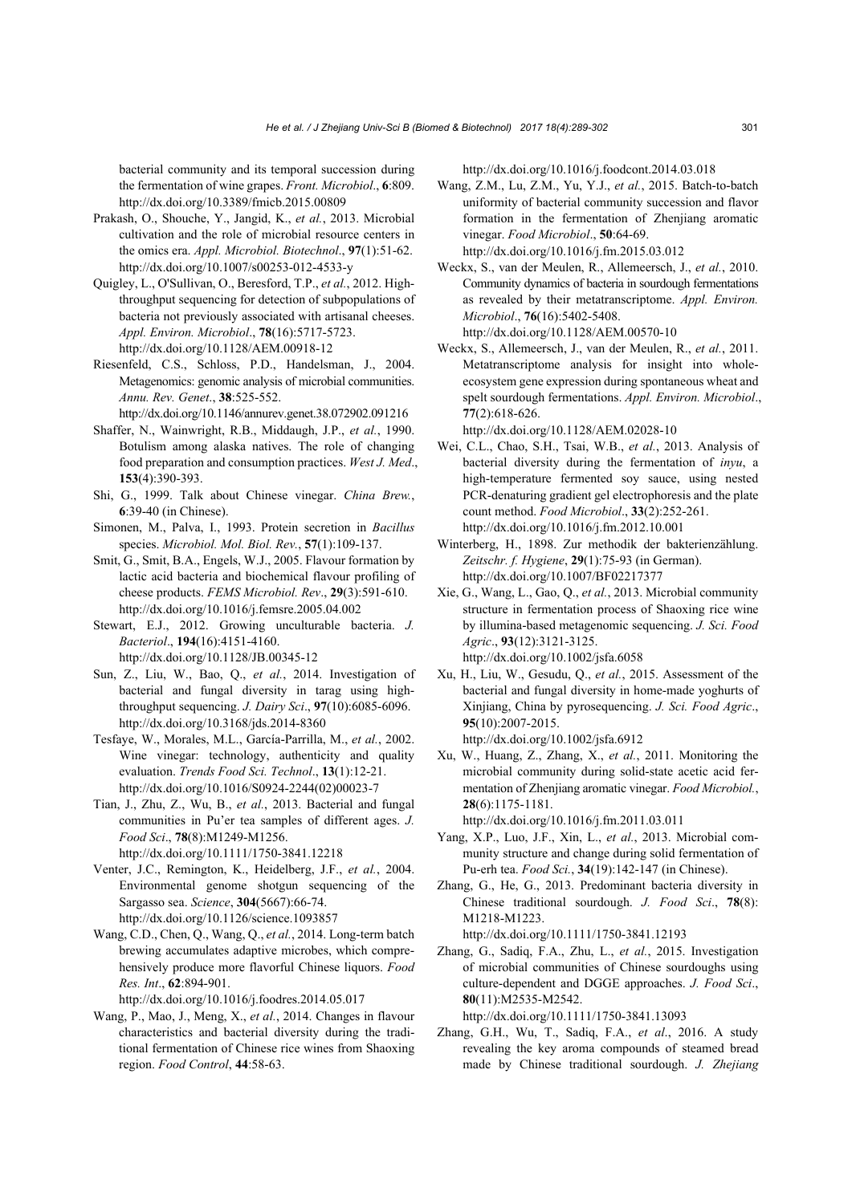bacterial community and its temporal succession during the fermentation of wine grapes. *Front. Microbiol*., **6**:809. http://dx.doi.org/10.3389/fmicb.2015.00809

Prakash, O., Shouche, Y., Jangid, K., *et al.*, 2013. Microbial cultivation and the role of microbial resource centers in the omics era. *Appl. Microbiol. Biotechnol*., **97**(1):51-62. http://dx.doi.org/10.1007/s00253-012-4533-y

Quigley, L., O'Sullivan, O., Beresford, T.P., *et al.*, 2012. High-throughput sequencing for detection of subpopulations of bacteria not previously associated with artisanal cheeses. *Appl. Environ. Microbiol*., **78**(16):5717-5723. http://dx.doi.org/10.1128/AEM.00918-12

Riesenfeld, C.S., Schloss, P.D., Handelsman, J., 2004. Metagenomics: genomic analysis of microbial communities. *Annu. Rev. Genet*., **38**:525-552. http://dx.doi.org/10.1146/annurev.genet.38.072902.091216

Shaffer, N., Wainwright, R.B., Middaugh, J.P., *et al.*, 1990. Botulism among alaska natives. The role of changing food preparation and consumption practices. *West J. Med*., **153**(4):390-393.

Shi, G., 1999. Talk about Chinese vinegar. *China Brew.*, **6**:39-40 (in Chinese).

Simonen, M., Palva, I., 1993. Protein secretion in *Bacillus* species. *Microbiol. Mol. Biol. Rev.*, **57**(1):109-137.

Smit, G., Smit, B.A., Engels, W.J., 2005. Flavour formation by lactic acid bacteria and biochemical flavour profiling of cheese products. *FEMS Microbiol. Rev*., **29**(3):591-610. http://dx.doi.org/10.1016/j.femsre.2005.04.002

Stewart, E.J., 2012. Growing unculturable bacteria. *J. Bacteriol*., **194**(16):4151-4160. http://dx.doi.org/10.1128/JB.00345-12

Sun, Z., Liu, W., Bao, Q., *et al.*, 2014. Investigation of bacterial and fungal diversity in tarag using high-throughput sequencing. *J. Dairy Sci*., **97**(10):6085-6096. http://dx.doi.org/10.3168/jds.2014-8360

Tesfaye, W., Morales, M.L., García-Parrilla, M., *et al.*, 2002. Wine vinegar: technology, authenticity and quality evaluation. *Trends Food Sci. Technol*., **13**(1):12-21. http://dx.doi.org/10.1016/S0924-2244(02)00023-7

Tian, J., Zhu, Z., Wu, B., *et al.*, 2013. Bacterial and fungal communities in Pu'er tea samples of different ages. *J. Food Sci*., **78**(8):M1249-M1256. http://dx.doi.org/10.1111/1750-3841.12218

Venter, J.C., Remington, K., Heidelberg, J.F., *et al.*, 2004. Environmental genome shotgun sequencing of the Sargasso sea. *Science*, **304**(5667):66-74. http://dx.doi.org/10.1126/science.1093857

Wang, C.D., Chen, Q., Wang, Q., *et al.*, 2014. Long-term batch brewing accumulates adaptive microbes, which comprehensively produce more flavorful Chinese liquors. *Food Res. Int*., **62**:894-901. http://dx.doi.org/10.1016/j.foodres.2014.05.017

Wang, P., Mao, J., Meng, X., *et al.*, 2014. Changes in flavour characteristics and bacterial diversity during the traditional fermentation of Chinese rice wines from Shaoxing region. *Food Control*, **44**:58-63. http://dx.doi.org/10.1016/j.foodcont.2014.03.018

Wang, Z.M., Lu, Z.M., Yu, Y.J., *et al.*, 2015. Batch-to-batch uniformity of bacterial community succession and flavor formation in the fermentation of Zhenjiang aromatic vinegar. *Food Microbiol*., **50**:64-69. http://dx.doi.org/10.1016/j.fm.2015.03.012

Weckx, S., van der Meulen, R., Allemeersch, J., *et al.*, 2010. Community dynamics of bacteria in sourdough fermentations as revealed by their metatranscriptome. *Appl. Environ. Microbiol*., **76**(16):5402-5408. http://dx.doi.org/10.1128/AEM.00570-10

Weckx, S., Allemeersch, J., van der Meulen, R., *et al.*, 2011. Metatranscriptome analysis for insight into whole-ecosystem gene expression during spontaneous wheat and spelt sourdough fermentations. *Appl. Environ. Microbiol*., **77**(2):618-626. http://dx.doi.org/10.1128/AEM.02028-10

Wei, C.L., Chao, S.H., Tsai, W.B., *et al.*, 2013. Analysis of bacterial diversity during the fermentation of *inyu*, a high-temperature fermented soy sauce, using nested PCR-denaturing gradient gel electrophoresis and the plate count method. *Food Microbiol*., **33**(2):252-261. http://dx.doi.org/10.1016/j.fm.2012.10.001

Winterberg, H., 1898. Zur methodik der bakterienzählung. *Zeitschr. f. Hygiene*, **29**(1):75-93 (in German). http://dx.doi.org/10.1007/BF02217377

Xie, G., Wang, L., Gao, Q., *et al.*, 2013. Microbial community structure in fermentation process of Shaoxing rice wine by illumina-based metagenomic sequencing. *J. Sci. Food Agric*., **93**(12):3121-3125. http://dx.doi.org/10.1002/jsfa.6058

Xu, H., Liu, W., Gesudu, Q., *et al.*, 2015. Assessment of the bacterial and fungal diversity in home-made yoghurts of Xinjiang, China by pyrosequencing. *J. Sci. Food Agric*., **95**(10):2007-2015. http://dx.doi.org/10.1002/jsfa.6912

Xu, W., Huang, Z., Zhang, X., *et al.*, 2011. Monitoring the microbial community during solid-state acetic acid fermentation of Zhenjiang aromatic vinegar. *Food Microbiol.*, **28**(6):1175-1181. http://dx.doi.org/10.1016/j.fm.2011.03.011

Yang, X.P., Luo, J.F., Xin, L., *et al.*, 2013. Microbial community structure and change during solid fermentation of Pu-erh tea. *Food Sci.*, **34**(19):142-147 (in Chinese).

Zhang, G., He, G., 2013. Predominant bacteria diversity in Chinese traditional sourdough. *J. Food Sci*., **78**(8): M1218-M1223. http://dx.doi.org/10.1111/1750-3841.12193

Zhang, G., Sadiq, F.A., Zhu, L., *et al.*, 2015. Investigation of microbial communities of Chinese sourdoughs using culture-dependent and DGGE approaches. *J. Food Sci*., **80**(11):M2535-M2542. http://dx.doi.org/10.1111/1750-3841.13093

Zhang, G.H., Wu, T., Sadiq, F.A., *et al.*, 2016. A study revealing the key aroma compounds of steamed bread made by Chinese traditional sourdough. *J. Zhejiang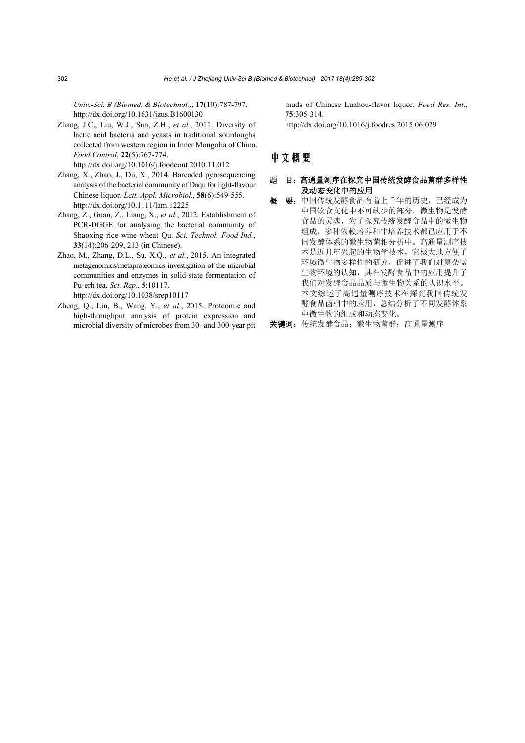Univ.-Sci. B (Biomed. & Biotechnol.)*, **17**(10):787-797. http://dx.doi.org/10.1631/jzus.B1600130

Zhang, J.C., Liu, W.J., Sun, Z.H., *et al.*, 2011. Diversity of lactic acid bacteria and yeasts in traditional sourdoughs collected from western region in Inner Mongolia of China. *Food Control*, **22**(5):767-774. http://dx.doi.org/10.1016/j.foodcont.2010.11.012

Zhang, X., Zhao, J., Du, X., 2014. Barcoded pyrosequencing analysis of the bacterial community of Daqu for light-flavour Chinese liquor. *Lett. Appl. Microbiol.*, **58**(6):549-555. http://dx.doi.org/10.1111/lam.12225

Zhang, Z., Guan, Z., Liang, X., *et al.*, 2012. Establishment of PCR-DGGE for analysing the bacterial community of Shaoxing rice wine wheat Qu. *Sci. Technol. Food Ind.*, **33**(14):206-209, 213 (in Chinese).

Zhao, M., Zhang, D.L., Su, X.Q., *et al.*, 2015. An integrated metagenomics/metaproteomics investigation of the microbial communities and enzymes in solid-state fermentation of Pu-erh tea. *Sci. Rep.*, **5**:10117. http://dx.doi.org/10.1038/srep10117

Zheng, Q., Lin, B., Wang, Y., *et al.*, 2015. Proteomic and high-throughput analysis of protein expression and microbial diversity of microbes from 30- and 300-year pit muds of Chinese Luzhou-flavor liquor. *Food Res. Int.*, **75**:305-314. http://dx.doi.org/10.1016/j.foodres.2015.06.029

## 中文概要

**题　目：高通量测序在探究中国传统发酵食品菌群多样性及动态变化中的应用**

**概　要：**中国传统发酵食品有着上千年的历史，已经成为中国饮食文化中不可缺少的部分。微生物是发酵食品的灵魂，为了探究传统发酵食品中的微生物组成，多种依赖培养和非培养技术都已应用于不同发酵体系的微生物菌相分析中。高通量测序技术是近几年兴起的生物学技术，它极大地方便了环境微生物多样性的研究，促进了我们对复杂微生物环境的认知，其在发酵食品中的应用提升了我们对发酵食品品质与微生物关系的认识水平。本文综述了高通量测序技术在探究我国传统发酵食品菌相中的应用，总结分析了不同发酵体系中微生物的组成和动态变化。

**关键词：**传统发酵食品；微生物菌群；高通量测序